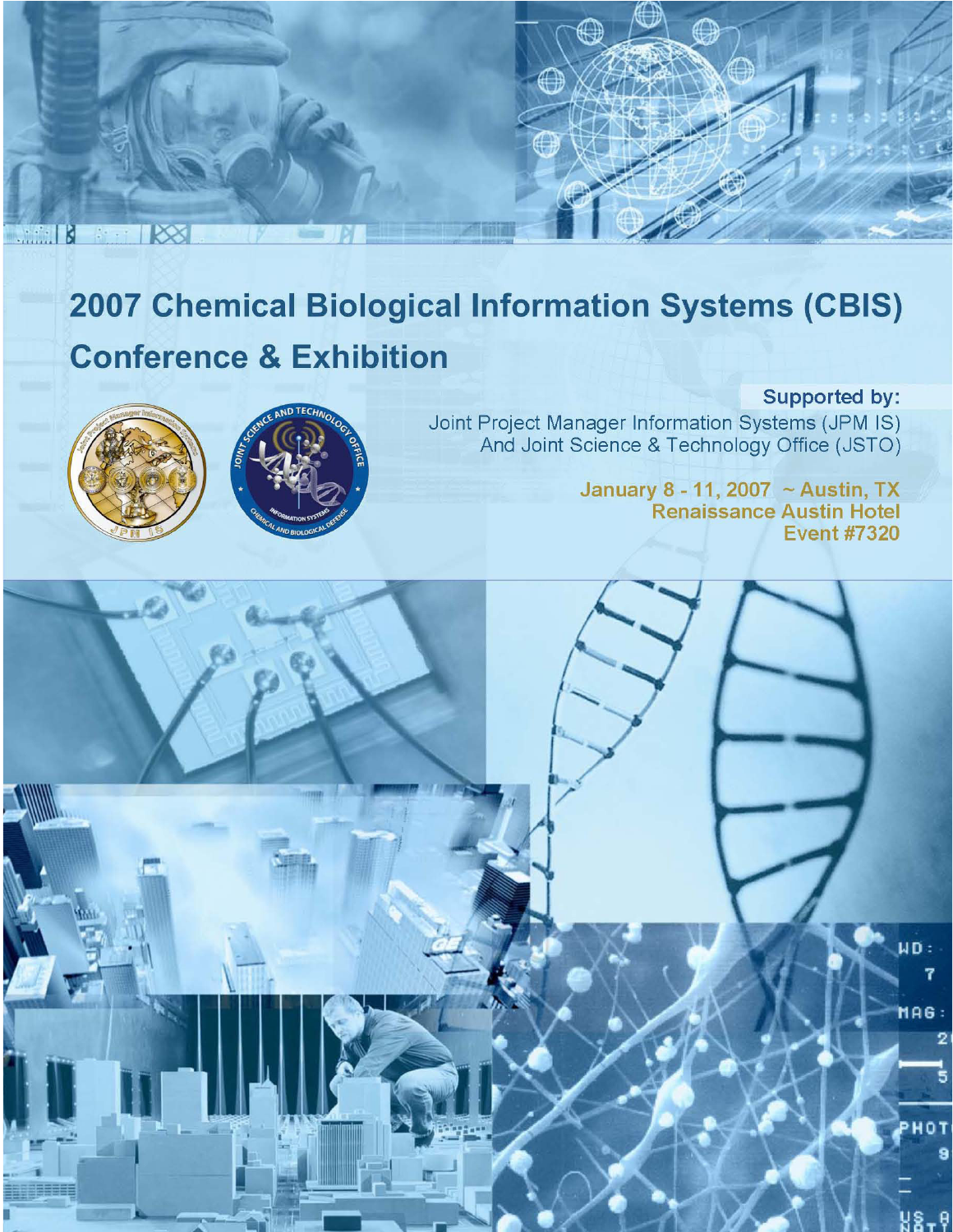# 2007 Chemical Biological Information Systems (CBIS) Conference & Exhibition

**Supported by:**

Joint Project Manager Information Systems (JPM IS)
And Joint Science & Technology Office (JSTO)

**January 8 - 11, 2007 ~ Austin, TX**
**Renaissance Austin Hotel**
**Event #7320**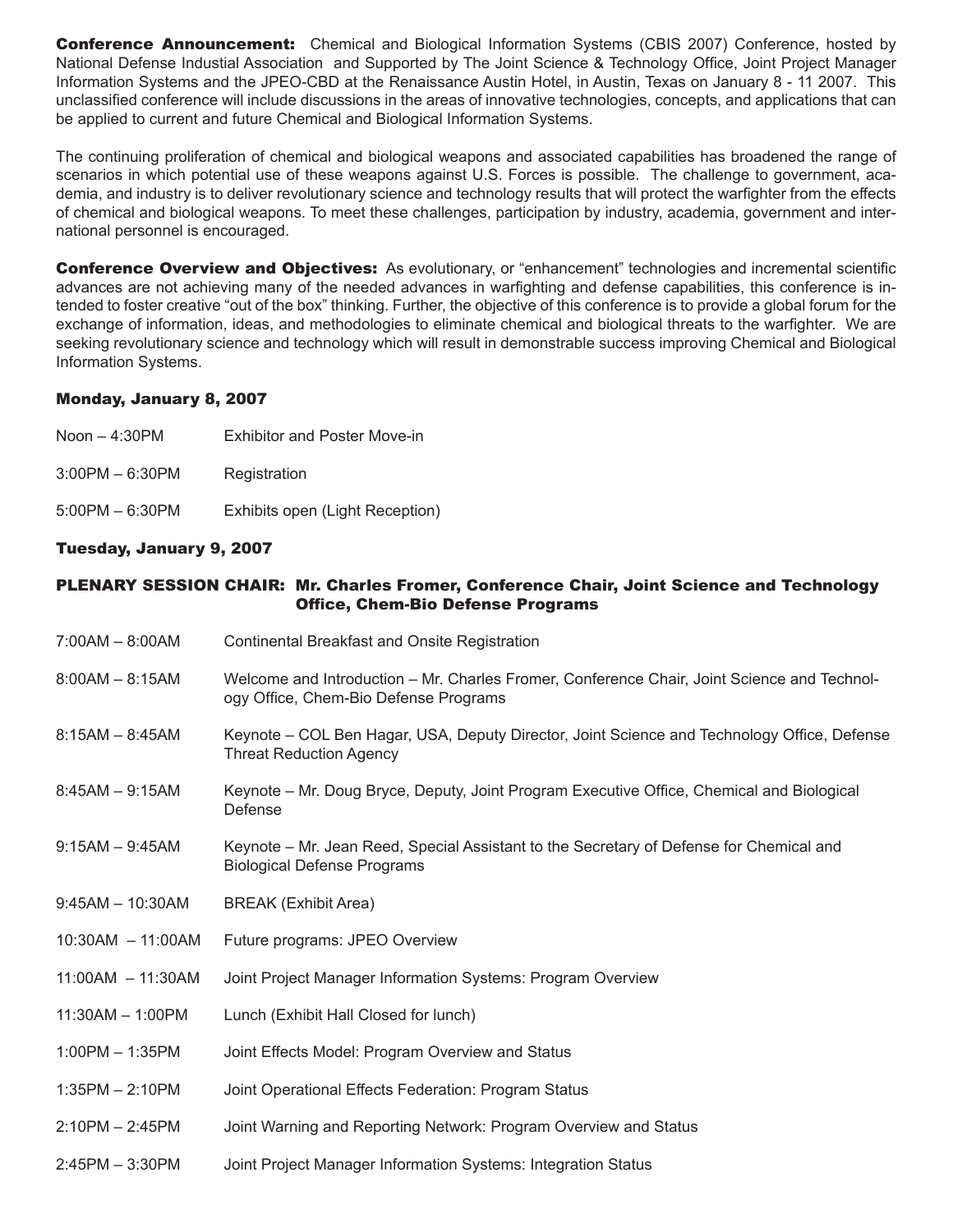**Conference Announcement:** Chemical and Biological Information Systems (CBIS 2007) Conference, hosted by National Defense Industial Association and Supported by The Joint Science & Technology Office, Joint Project Manager Information Systems and the JPEO-CBD at the Renaissance Austin Hotel, in Austin, Texas on January 8 - 11 2007. This unclassified conference will include discussions in the areas of innovative technologies, concepts, and applications that can be applied to current and future Chemical and Biological Information Systems.

The continuing proliferation of chemical and biological weapons and associated capabilities has broadened the range of scenarios in which potential use of these weapons against U.S. Forces is possible. The challenge to government, academia, and industry is to deliver revolutionary science and technology results that will protect the warfighter from the effects of chemical and biological weapons. To meet these challenges, participation by industry, academia, government and international personnel is encouraged.

**Conference Overview and Objectives:** As evolutionary, or "enhancement" technologies and incremental scientific advances are not achieving many of the needed advances in warfighting and defense capabilities, this conference is intended to foster creative "out of the box" thinking. Further, the objective of this conference is to provide a global forum for the exchange of information, ideas, and methodologies to eliminate chemical and biological threats to the warfighter. We are seeking revolutionary science and technology which will result in demonstrable success improving Chemical and Biological Information Systems.

### Monday, January 8, 2007

| | |
|---|---|
| Noon – 4:30PM | Exhibitor and Poster Move-in |
| 3:00PM – 6:30PM | Registration |
| 5:00PM – 6:30PM | Exhibits open (Light Reception) |

### Tuesday, January 9, 2007

#### PLENARY SESSION CHAIR: Mr. Charles Fromer, Conference Chair, Joint Science and Technology Office, Chem-Bio Defense Programs

| | |
|---|---|
| 7:00AM – 8:00AM | Continental Breakfast and Onsite Registration |
| 8:00AM – 8:15AM | Welcome and Introduction – Mr. Charles Fromer, Conference Chair, Joint Science and Technology Office, Chem-Bio Defense Programs |
| 8:15AM – 8:45AM | Keynote – COL Ben Hagar, USA, Deputy Director, Joint Science and Technology Office, Defense Threat Reduction Agency |
| 8:45AM – 9:15AM | Keynote – Mr. Doug Bryce, Deputy, Joint Program Executive Office, Chemical and Biological Defense |
| 9:15AM – 9:45AM | Keynote – Mr. Jean Reed, Special Assistant to the Secretary of Defense for Chemical and Biological Defense Programs |
| 9:45AM – 10:30AM | BREAK (Exhibit Area) |
| 10:30AM – 11:00AM | Future programs: JPEO Overview |
| 11:00AM – 11:30AM | Joint Project Manager Information Systems: Program Overview |
| 11:30AM – 1:00PM | Lunch (Exhibit Hall Closed for lunch) |
| 1:00PM – 1:35PM | Joint Effects Model: Program Overview and Status |
| 1:35PM – 2:10PM | Joint Operational Effects Federation: Program Status |
| 2:10PM – 2:45PM | Joint Warning and Reporting Network: Program Overview and Status |
| 2:45PM – 3:30PM | Joint Project Manager Information Systems: Integration Status |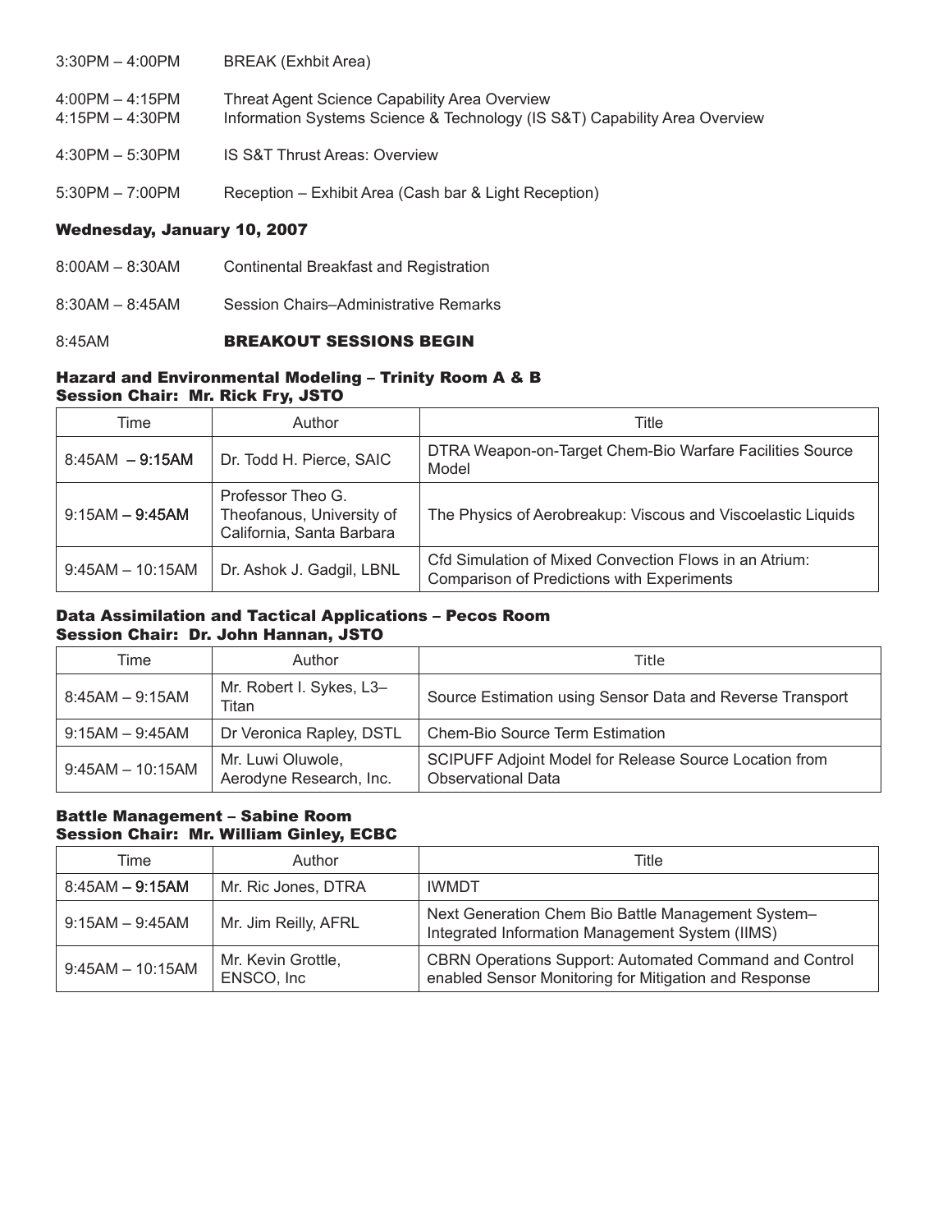3:30PM – 4:00PM BREAK (Exhbit Area)

4:00PM – 4:15PM Threat Agent Science Capability Area Overview
4:15PM – 4:30PM Information Systems Science & Technology (IS S&T) Capability Area Overview

4:30PM – 5:30PM IS S&T Thrust Areas: Overview

5:30PM – 7:00PM Reception – Exhibit Area (Cash bar & Light Reception)

## Wednesday, January 10, 2007

8:00AM – 8:30AM Continental Breakfast and Registration

8:30AM – 8:45AM Session Chairs–Administrative Remarks

8:45AM **BREAKOUT SESSIONS BEGIN**

### Hazard and Environmental Modeling – Trinity Room A & B
### Session Chair: Mr. Rick Fry, JSTO

| Time | Author | Title |
|---|---|---|
| 8:45AM – 9:15AM | Dr. Todd H. Pierce, SAIC | DTRA Weapon-on-Target Chem-Bio Warfare Facilities Source Model |
| 9:15AM – 9:45AM | Professor Theo G. Theofanous, University of California, Santa Barbara | The Physics of Aerobreakup: Viscous and Viscoelastic Liquids |
| 9:45AM – 10:15AM | Dr. Ashok J. Gadgil, LBNL | Cfd Simulation of Mixed Convection Flows in an Atrium: Comparison of Predictions with Experiments |

### Data Assimilation and Tactical Applications – Pecos Room
### Session Chair: Dr. John Hannan, JSTO

| Time | Author | Title |
|---|---|---|
| 8:45AM – 9:15AM | Mr. Robert I. Sykes, L3–Titan | Source Estimation using Sensor Data and Reverse Transport |
| 9:15AM – 9:45AM | Dr Veronica Rapley, DSTL | Chem-Bio Source Term Estimation |
| 9:45AM – 10:15AM | Mr. Luwi Oluwole, Aerodyne Research, Inc. | SCIPUFF Adjoint Model for Release Source Location from Observational Data |

### Battle Management – Sabine Room
### Session Chair: Mr. William Ginley, ECBC

| Time | Author | Title |
|---|---|---|
| 8:45AM – 9:15AM | Mr. Ric Jones, DTRA | IWMDT |
| 9:15AM – 9:45AM | Mr. Jim Reilly, AFRL | Next Generation Chem Bio Battle Management System–Integrated Information Management System (IIMS) |
| 9:45AM – 10:15AM | Mr. Kevin Grottle, ENSCO, Inc | CBRN Operations Support: Automated Command and Control enabled Sensor Monitoring for Mitigation and Response |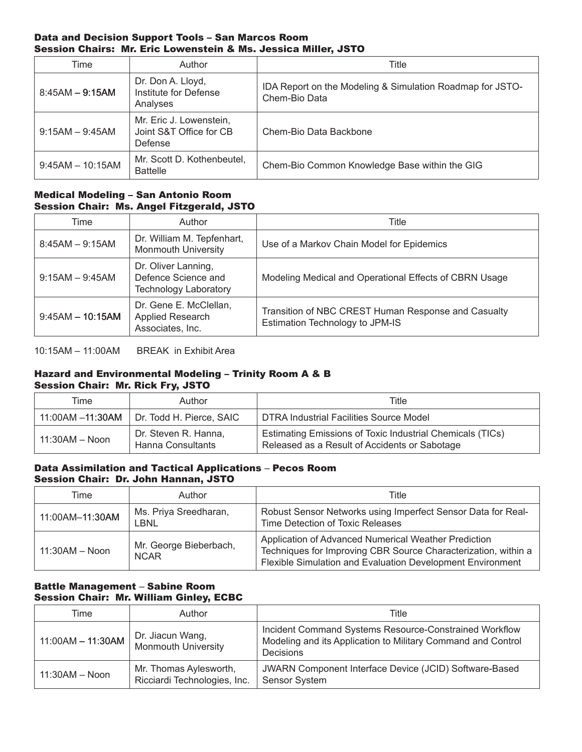### Data and Decision Support Tools – San Marcos Room
### Session Chairs: Mr. Eric Lowenstein & Ms. Jessica Miller, JSTO

| Time | Author | Title |
|---|---|---|
| 8:45AM – 9:15AM | Dr. Don A. Lloyd, Institute for Defense Analyses | IDA Report on the Modeling & Simulation Roadmap for JSTO-Chem-Bio Data |
| 9:15AM – 9:45AM | Mr. Eric J. Lowenstein, Joint S&T Office for CB Defense | Chem-Bio Data Backbone |
| 9:45AM – 10:15AM | Mr. Scott D. Kothenbeutel, Battelle | Chem-Bio Common Knowledge Base within the GIG |

### Medical Modeling – San Antonio Room
### Session Chair: Ms. Angel Fitzgerald, JSTO

| Time | Author | Title |
|---|---|---|
| 8:45AM – 9:15AM | Dr. William M. Tepfenhart, Monmouth University | Use of a Markov Chain Model for Epidemics |
| 9:15AM – 9:45AM | Dr. Oliver Lanning, Defence Science and Technology Laboratory | Modeling Medical and Operational Effects of CBRN Usage |
| 9:45AM – 10:15AM | Dr. Gene E. McClellan, Applied Research Associates, Inc. | Transition of NBC CREST Human Response and Casualty Estimation Technology to JPM-IS |

10:15AM – 11:00AM BREAK in Exhibit Area

### Hazard and Environmental Modeling – Trinity Room A & B
### Session Chair: Mr. Rick Fry, JSTO

| Time | Author | Title |
|---|---|---|
| 11:00AM –11:30AM | Dr. Todd H. Pierce, SAIC | DTRA Industrial Facilities Source Model |
| 11:30AM – Noon | Dr. Steven R. Hanna, Hanna Consultants | Estimating Emissions of Toxic Industrial Chemicals (TICs) Released as a Result of Accidents or Sabotage |

### Data Assimilation and Tactical Applications – Pecos Room
### Session Chair: Dr. John Hannan, JSTO

| Time | Author | Title |
|---|---|---|
| 11:00AM–11:30AM | Ms. Priya Sreedharan, LBNL | Robust Sensor Networks using Imperfect Sensor Data for Real-Time Detection of Toxic Releases |
| 11:30AM – Noon | Mr. George Bieberbach, NCAR | Application of Advanced Numerical Weather Prediction Techniques for Improving CBR Source Characterization, within a Flexible Simulation and Evaluation Development Environment |

### Battle Management – Sabine Room
### Session Chair: Mr. William Ginley, ECBC

| Time | Author | Title |
|---|---|---|
| 11:00AM – 11:30AM | Dr. Jiacun Wang, Monmouth University | Incident Command Systems Resource-Constrained Workflow Modeling and its Application to Military Command and Control Decisions |
| 11:30AM – Noon | Mr. Thomas Aylesworth, Ricciardi Technologies, Inc. | JWARN Component Interface Device (JCID) Software-Based Sensor System |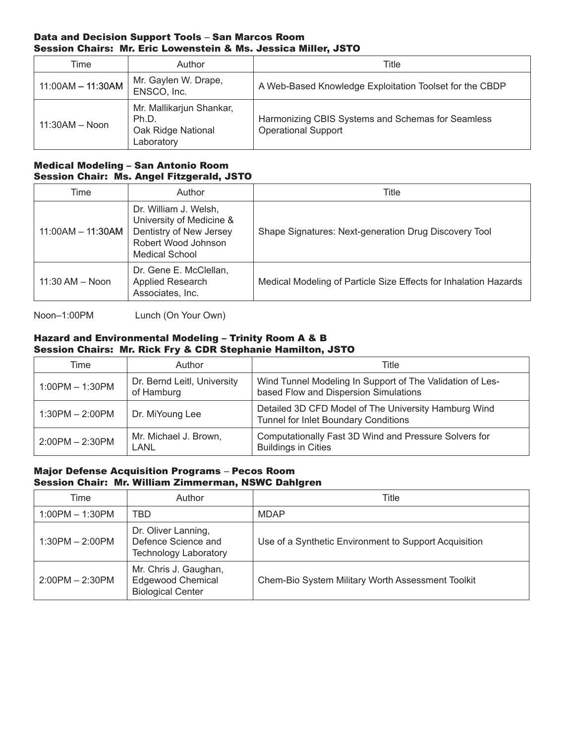### Data and Decision Support Tools – San Marcos Room
### Session Chairs: Mr. Eric Lowenstein & Ms. Jessica Miller, JSTO

| Time | Author | Title |
|---|---|---|
| 11:00AM – 11:30AM | Mr. Gaylen W. Drape, ENSCO, Inc. | A Web-Based Knowledge Exploitation Toolset for the CBDP |
| 11:30AM – Noon | Mr. Mallikarjun Shankar, Ph.D. Oak Ridge National Laboratory | Harmonizing CBIS Systems and Schemas for Seamless Operational Support |

### Medical Modeling – San Antonio Room
### Session Chair: Ms. Angel Fitzgerald, JSTO

| Time | Author | Title |
|---|---|---|
| 11:00AM – 11:30AM | Dr. William J. Welsh, University of Medicine & Dentistry of New Jersey Robert Wood Johnson Medical School | Shape Signatures: Next-generation Drug Discovery Tool |
| 11:30 AM – Noon | Dr. Gene E. McClellan, Applied Research Associates, Inc. | Medical Modeling of Particle Size Effects for Inhalation Hazards |

Noon–1:00PM Lunch (On Your Own)

### Hazard and Environmental Modeling – Trinity Room A & B
### Session Chairs: Mr. Rick Fry & CDR Stephanie Hamilton, JSTO

| Time | Author | Title |
|---|---|---|
| 1:00PM – 1:30PM | Dr. Bernd Leitl, University of Hamburg | Wind Tunnel Modeling In Support of The Validation of Les-based Flow and Dispersion Simulations |
| 1:30PM – 2:00PM | Dr. MiYoung Lee | Detailed 3D CFD Model of The University Hamburg Wind Tunnel for Inlet Boundary Conditions |
| 2:00PM – 2:30PM | Mr. Michael J. Brown, LANL | Computationally Fast 3D Wind and Pressure Solvers for Buildings in Cities |

### Major Defense Acquisition Programs – Pecos Room
### Session Chair: Mr. William Zimmerman, NSWC Dahlgren

| Time | Author | Title |
|---|---|---|
| 1:00PM – 1:30PM | TBD | MDAP |
| 1:30PM – 2:00PM | Dr. Oliver Lanning, Defence Science and Technology Laboratory | Use of a Synthetic Environment to Support Acquisition |
| 2:00PM – 2:30PM | Mr. Chris J. Gaughan, Edgewood Chemical Biological Center | Chem-Bio System Military Worth Assessment Toolkit |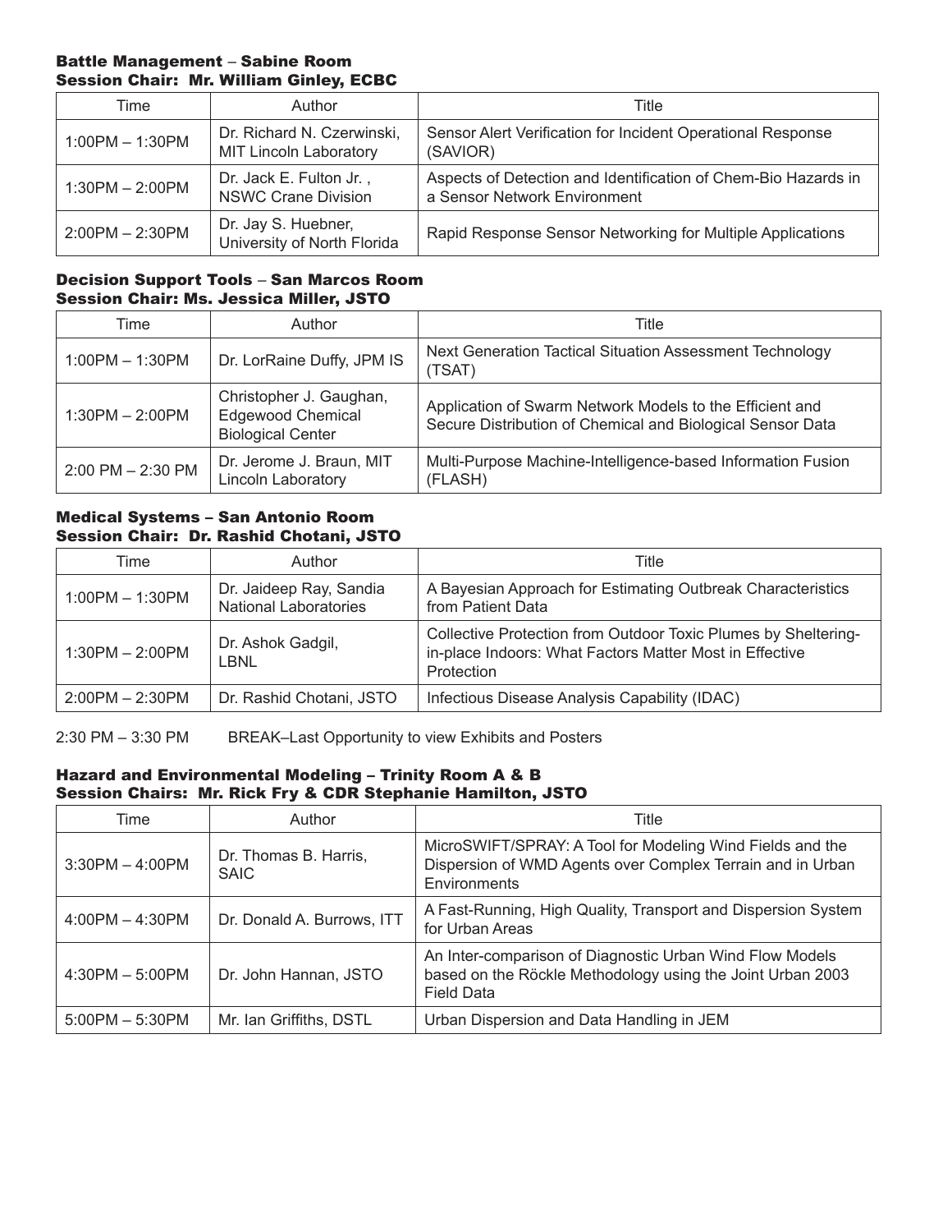### Battle Management – Sabine Room
### Session Chair: Mr. William Ginley, ECBC

| Time | Author | Title |
| --- | --- | --- |
| 1:00PM – 1:30PM | Dr. Richard N. Czerwinski, MIT Lincoln Laboratory | Sensor Alert Verification for Incident Operational Response (SAVIOR) |
| 1:30PM – 2:00PM | Dr. Jack E. Fulton Jr. , NSWC Crane Division | Aspects of Detection and Identification of Chem-Bio Hazards in a Sensor Network Environment |
| 2:00PM – 2:30PM | Dr. Jay S. Huebner, University of North Florida | Rapid Response Sensor Networking for Multiple Applications |

### Decision Support Tools – San Marcos Room
### Session Chair: Ms. Jessica Miller, JSTO

| Time | Author | Title |
| --- | --- | --- |
| 1:00PM – 1:30PM | Dr. LorRaine Duffy, JPM IS | Next Generation Tactical Situation Assessment Technology (TSAT) |
| 1:30PM – 2:00PM | Christopher J. Gaughan, Edgewood Chemical Biological Center | Application of Swarm Network Models to the Efficient and Secure Distribution of Chemical and Biological Sensor Data |
| 2:00 PM – 2:30 PM | Dr. Jerome J. Braun, MIT Lincoln Laboratory | Multi-Purpose Machine-Intelligence-based Information Fusion (FLASH) |

### Medical Systems – San Antonio Room
### Session Chair: Dr. Rashid Chotani, JSTO

| Time | Author | Title |
| --- | --- | --- |
| 1:00PM – 1:30PM | Dr. Jaideep Ray, Sandia National Laboratories | A Bayesian Approach for Estimating Outbreak Characteristics from Patient Data |
| 1:30PM – 2:00PM | Dr. Ashok Gadgil, LBNL | Collective Protection from Outdoor Toxic Plumes by Sheltering-in-place Indoors: What Factors Matter Most in Effective Protection |
| 2:00PM – 2:30PM | Dr. Rashid Chotani, JSTO | Infectious Disease Analysis Capability (IDAC) |

2:30 PM – 3:30 PM BREAK–Last Opportunity to view Exhibits and Posters

### Hazard and Environmental Modeling – Trinity Room A & B
### Session Chairs: Mr. Rick Fry & CDR Stephanie Hamilton, JSTO

| Time | Author | Title |
| --- | --- | --- |
| 3:30PM – 4:00PM | Dr. Thomas B. Harris, SAIC | MicroSWIFT/SPRAY: A Tool for Modeling Wind Fields and the Dispersion of WMD Agents over Complex Terrain and in Urban Environments |
| 4:00PM – 4:30PM | Dr. Donald A. Burrows, ITT | A Fast-Running, High Quality, Transport and Dispersion System for Urban Areas |
| 4:30PM – 5:00PM | Dr. John Hannan, JSTO | An Inter-comparison of Diagnostic Urban Wind Flow Models based on the Röckle Methodology using the Joint Urban 2003 Field Data |
| 5:00PM – 5:30PM | Mr. Ian Griffiths, DSTL | Urban Dispersion and Data Handling in JEM |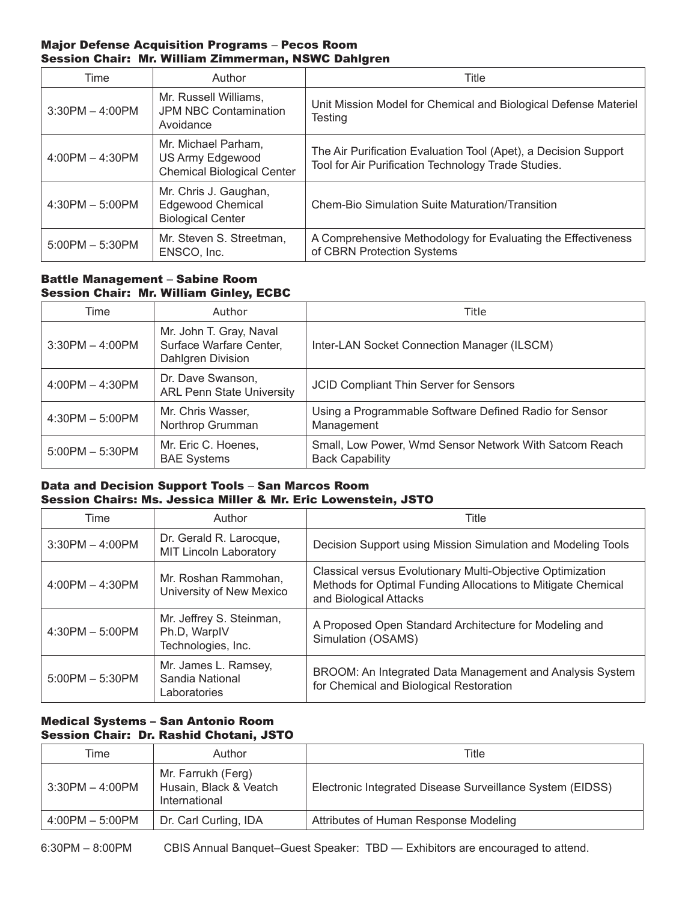### Major Defense Acquisition Programs – Pecos Room
### Session Chair: Mr. William Zimmerman, NSWC Dahlgren

| Time | Author | Title |
|---|---|---|
| 3:30PM – 4:00PM | Mr. Russell Williams, JPM NBC Contamination Avoidance | Unit Mission Model for Chemical and Biological Defense Materiel Testing |
| 4:00PM – 4:30PM | Mr. Michael Parham, US Army Edgewood Chemical Biological Center | The Air Purification Evaluation Tool (Apet), a Decision Support Tool for Air Purification Technology Trade Studies. |
| 4:30PM – 5:00PM | Mr. Chris J. Gaughan, Edgewood Chemical Biological Center | Chem-Bio Simulation Suite Maturation/Transition |
| 5:00PM – 5:30PM | Mr. Steven S. Streetman, ENSCO, Inc. | A Comprehensive Methodology for Evaluating the Effectiveness of CBRN Protection Systems |

### Battle Management – Sabine Room
### Session Chair: Mr. William Ginley, ECBC

| Time | Author | Title |
|---|---|---|
| 3:30PM – 4:00PM | Mr. John T. Gray, Naval Surface Warfare Center, Dahlgren Division | Inter-LAN Socket Connection Manager (ILSCM) |
| 4:00PM – 4:30PM | Dr. Dave Swanson, ARL Penn State University | JCID Compliant Thin Server for Sensors |
| 4:30PM – 5:00PM | Mr. Chris Wasser, Northrop Grumman | Using a Programmable Software Defined Radio for Sensor Management |
| 5:00PM – 5:30PM | Mr. Eric C. Hoenes, BAE Systems | Small, Low Power, Wmd Sensor Network With Satcom Reach Back Capability |

### Data and Decision Support Tools – San Marcos Room
### Session Chairs: Ms. Jessica Miller & Mr. Eric Lowenstein, JSTO

| Time | Author | Title |
|---|---|---|
| 3:30PM – 4:00PM | Dr. Gerald R. Larocque, MIT Lincoln Laboratory | Decision Support using Mission Simulation and Modeling Tools |
| 4:00PM – 4:30PM | Mr. Roshan Rammohan, University of New Mexico | Classical versus Evolutionary Multi-Objective Optimization Methods for Optimal Funding Allocations to Mitigate Chemical and Biological Attacks |
| 4:30PM – 5:00PM | Mr. Jeffrey S. Steinman, Ph.D, WarpIV Technologies, Inc. | A Proposed Open Standard Architecture for Modeling and Simulation (OSAMS) |
| 5:00PM – 5:30PM | Mr. James L. Ramsey, Sandia National Laboratories | BROOM: An Integrated Data Management and Analysis System for Chemical and Biological Restoration |

### Medical Systems – San Antonio Room
### Session Chair: Dr. Rashid Chotani, JSTO

| Time | Author | Title |
|---|---|---|
| 3:30PM – 4:00PM | Mr. Farrukh (Ferg) Husain, Black & Veatch International | Electronic Integrated Disease Surveillance System (EIDSS) |
| 4:00PM – 5:00PM | Dr. Carl Curling, IDA | Attributes of Human Response Modeling |

6:30PM – 8:00PM CBIS Annual Banquet–Guest Speaker: TBD — Exhibitors are encouraged to attend.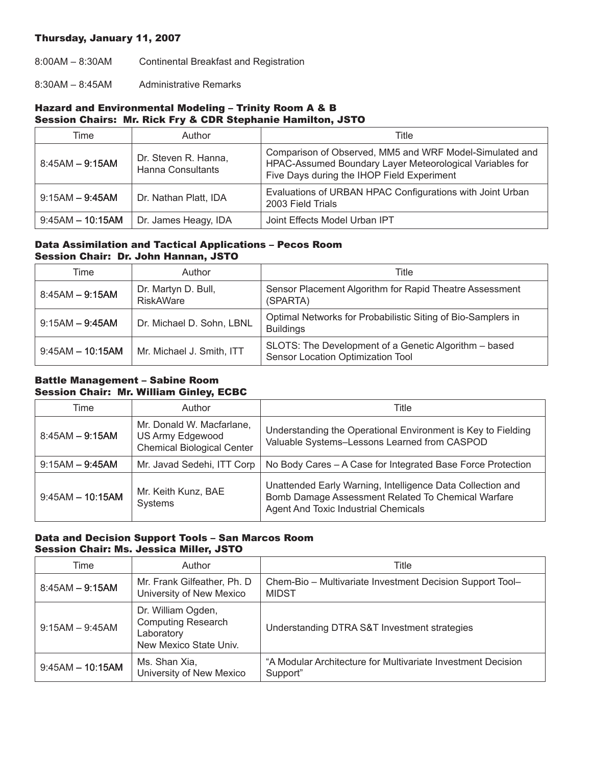**Thursday, January 11, 2007**

8:00AM – 8:30AM Continental Breakfast and Registration

8:30AM – 8:45AM Administrative Remarks

### Hazard and Environmental Modeling – Trinity Room A & B
### Session Chairs: Mr. Rick Fry & CDR Stephanie Hamilton, JSTO

| Time | Author | Title |
|---|---|---|
| 8:45AM – 9:15AM | Dr. Steven R. Hanna, Hanna Consultants | Comparison of Observed, MM5 and WRF Model-Simulated and HPAC-Assumed Boundary Layer Meteorological Variables for Five Days during the IHOP Field Experiment |
| 9:15AM – 9:45AM | Dr. Nathan Platt, IDA | Evaluations of URBAN HPAC Configurations with Joint Urban 2003 Field Trials |
| 9:45AM – 10:15AM | Dr. James Heagy, IDA | Joint Effects Model Urban IPT |

### Data Assimilation and Tactical Applications – Pecos Room
### Session Chair: Dr. John Hannan, JSTO

| Time | Author | Title |
|---|---|---|
| 8:45AM – 9:15AM | Dr. Martyn D. Bull, RiskAWare | Sensor Placement Algorithm for Rapid Theatre Assessment (SPARTA) |
| 9:15AM – 9:45AM | Dr. Michael D. Sohn, LBNL | Optimal Networks for Probabilistic Siting of Bio-Samplers in Buildings |
| 9:45AM – 10:15AM | Mr. Michael J. Smith, ITT | SLOTS: The Development of a Genetic Algorithm – based Sensor Location Optimization Tool |

### Battle Management – Sabine Room
### Session Chair: Mr. William Ginley, ECBC

| Time | Author | Title |
|---|---|---|
| 8:45AM – 9:15AM | Mr. Donald W. Macfarlane, US Army Edgewood Chemical Biological Center | Understanding the Operational Environment is Key to Fielding Valuable Systems–Lessons Learned from CASPOD |
| 9:15AM – 9:45AM | Mr. Javad Sedehi, ITT Corp | No Body Cares – A Case for Integrated Base Force Protection |
| 9:45AM – 10:15AM | Mr. Keith Kunz, BAE Systems | Unattended Early Warning, Intelligence Data Collection and Bomb Damage Assessment Related To Chemical Warfare Agent And Toxic Industrial Chemicals |

### Data and Decision Support Tools – San Marcos Room
### Session Chair: Ms. Jessica Miller, JSTO

| Time | Author | Title |
|---|---|---|
| 8:45AM – 9:15AM | Mr. Frank Gilfeather, Ph. D University of New Mexico | Chem-Bio – Multivariate Investment Decision Support Tool–MIDST |
| 9:15AM – 9:45AM | Dr. William Ogden, Computing Research Laboratory New Mexico State Univ. | Understanding DTRA S&T Investment strategies |
| 9:45AM – 10:15AM | Ms. Shan Xia, University of New Mexico | "A Modular Architecture for Multivariate Investment Decision Support" |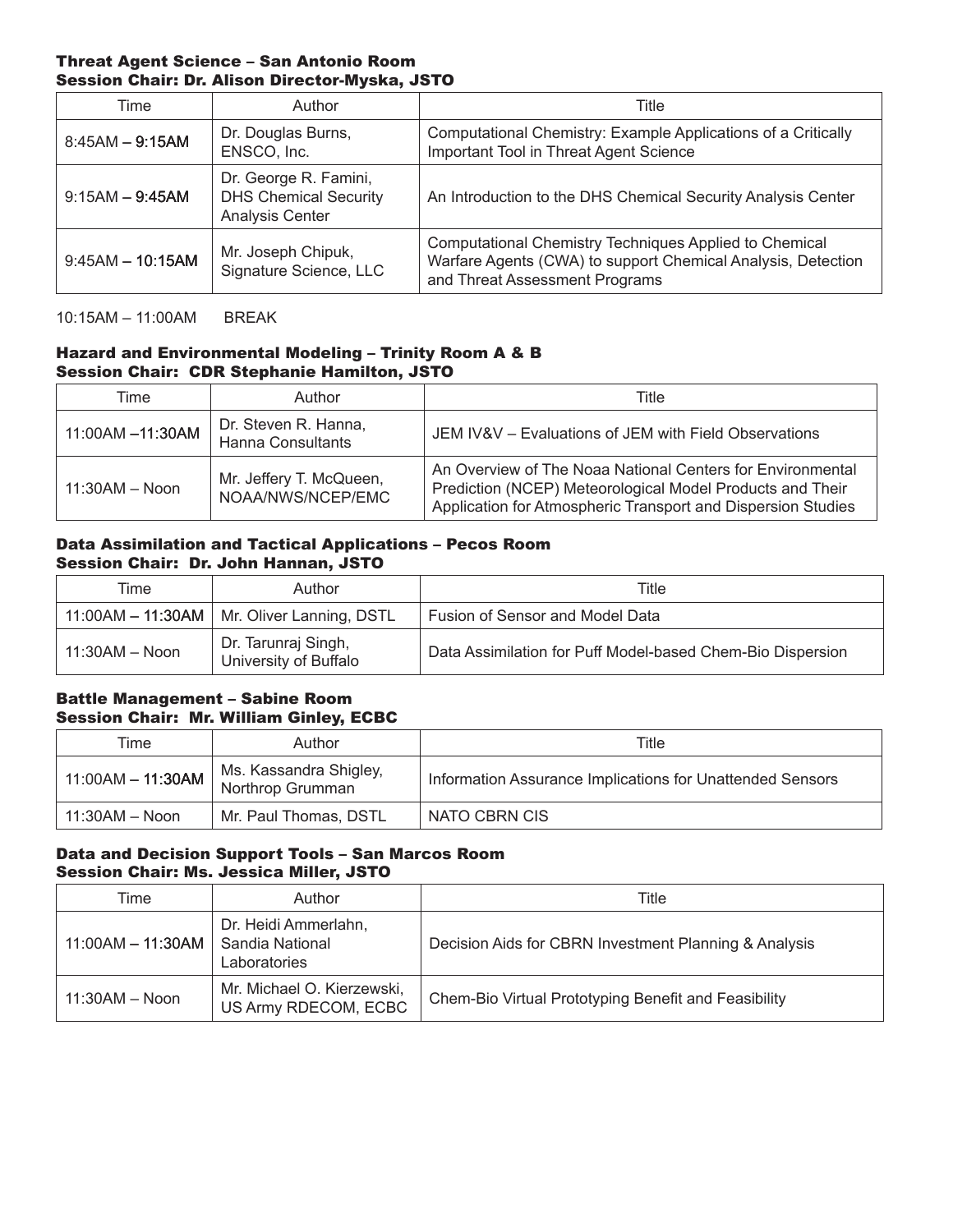### Threat Agent Science – San Antonio Room
### Session Chair: Dr. Alison Director-Myska, JSTO

| Time | Author | Title |
|---|---|---|
| 8:45AM – 9:15AM | Dr. Douglas Burns, ENSCO, Inc. | Computational Chemistry: Example Applications of a Critically Important Tool in Threat Agent Science |
| 9:15AM – 9:45AM | Dr. George R. Famini, DHS Chemical Security Analysis Center | An Introduction to the DHS Chemical Security Analysis Center |
| 9:45AM – 10:15AM | Mr. Joseph Chipuk, Signature Science, LLC | Computational Chemistry Techniques Applied to Chemical Warfare Agents (CWA) to support Chemical Analysis, Detection and Threat Assessment Programs |

10:15AM – 11:00AM BREAK

### Hazard and Environmental Modeling – Trinity Room A & B
### Session Chair: CDR Stephanie Hamilton, JSTO

| Time | Author | Title |
|---|---|---|
| 11:00AM –11:30AM | Dr. Steven R. Hanna, Hanna Consultants | JEM IV&V – Evaluations of JEM with Field Observations |
| 11:30AM – Noon | Mr. Jeffery T. McQueen, NOAA/NWS/NCEP/EMC | An Overview of The Noaa National Centers for Environmental Prediction (NCEP) Meteorological Model Products and Their Application for Atmospheric Transport and Dispersion Studies |

### Data Assimilation and Tactical Applications – Pecos Room
### Session Chair: Dr. John Hannan, JSTO

| Time | Author | Title |
|---|---|---|
| 11:00AM – 11:30AM | Mr. Oliver Lanning, DSTL | Fusion of Sensor and Model Data |
| 11:30AM – Noon | Dr. Tarunraj Singh, University of Buffalo | Data Assimilation for Puff Model-based Chem-Bio Dispersion |

### Battle Management – Sabine Room
### Session Chair: Mr. William Ginley, ECBC

| Time | Author | Title |
|---|---|---|
| 11:00AM – 11:30AM | Ms. Kassandra Shigley, Northrop Grumman | Information Assurance Implications for Unattended Sensors |
| 11:30AM – Noon | Mr. Paul Thomas, DSTL | NATO CBRN CIS |

### Data and Decision Support Tools – San Marcos Room
### Session Chair: Ms. Jessica Miller, JSTO

| Time | Author | Title |
|---|---|---|
| 11:00AM – 11:30AM | Dr. Heidi Ammerlahn, Sandia National Laboratories | Decision Aids for CBRN Investment Planning & Analysis |
| 11:30AM – Noon | Mr. Michael O. Kierzewski, US Army RDECOM, ECBC | Chem-Bio Virtual Prototyping Benefit and Feasibility |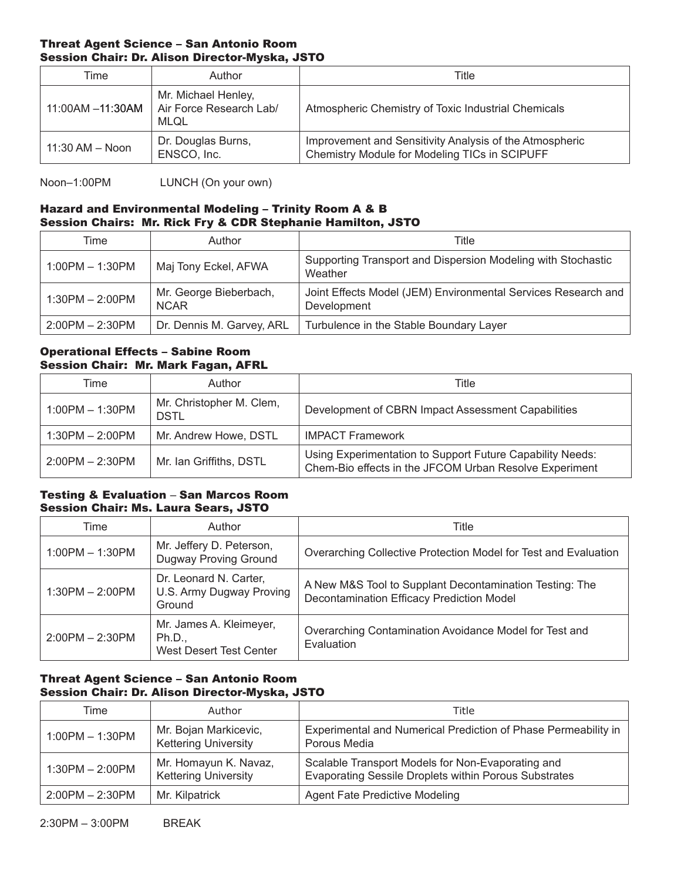### Threat Agent Science – San Antonio Room
### Session Chair: Dr. Alison Director-Myska, JSTO

| Time | Author | Title |
|---|---|---|
| 11:00AM –11:30AM | Mr. Michael Henley, Air Force Research Lab/ MLQL | Atmospheric Chemistry of Toxic Industrial Chemicals |
| 11:30 AM – Noon | Dr. Douglas Burns, ENSCO, Inc. | Improvement and Sensitivity Analysis of the Atmospheric Chemistry Module for Modeling TICs in SCIPUFF |

Noon–1:00PM LUNCH (On your own)

### Hazard and Environmental Modeling – Trinity Room A & B
### Session Chairs: Mr. Rick Fry & CDR Stephanie Hamilton, JSTO

| Time | Author | Title |
|---|---|---|
| 1:00PM – 1:30PM | Maj Tony Eckel, AFWA | Supporting Transport and Dispersion Modeling with Stochastic Weather |
| 1:30PM – 2:00PM | Mr. George Bieberbach, NCAR | Joint Effects Model (JEM) Environmental Services Research and Development |
| 2:00PM – 2:30PM | Dr. Dennis M. Garvey, ARL | Turbulence in the Stable Boundary Layer |

### Operational Effects – Sabine Room
### Session Chair: Mr. Mark Fagan, AFRL

| Time | Author | Title |
|---|---|---|
| 1:00PM – 1:30PM | Mr. Christopher M. Clem, DSTL | Development of CBRN Impact Assessment Capabilities |
| 1:30PM – 2:00PM | Mr. Andrew Howe, DSTL | IMPACT Framework |
| 2:00PM – 2:30PM | Mr. Ian Griffiths, DSTL | Using Experimentation to Support Future Capability Needs: Chem-Bio effects in the JFCOM Urban Resolve Experiment |

### Testing & Evaluation – San Marcos Room
### Session Chair: Ms. Laura Sears, JSTO

| Time | Author | Title |
|---|---|---|
| 1:00PM – 1:30PM | Mr. Jeffery D. Peterson, Dugway Proving Ground | Overarching Collective Protection Model for Test and Evaluation |
| 1:30PM – 2:00PM | Dr. Leonard N. Carter, U.S. Army Dugway Proving Ground | A New M&S Tool to Supplant Decontamination Testing: The Decontamination Efficacy Prediction Model |
| 2:00PM – 2:30PM | Mr. James A. Kleimeyer, Ph.D., West Desert Test Center | Overarching Contamination Avoidance Model for Test and Evaluation |

### Threat Agent Science – San Antonio Room
### Session Chair: Dr. Alison Director-Myska, JSTO

| Time | Author | Title |
|---|---|---|
| 1:00PM – 1:30PM | Mr. Bojan Markicevic, Kettering University | Experimental and Numerical Prediction of Phase Permeability in Porous Media |
| 1:30PM – 2:00PM | Mr. Homayun K. Navaz, Kettering University | Scalable Transport Models for Non-Evaporating and Evaporating Sessile Droplets within Porous Substrates |
| 2:00PM – 2:30PM | Mr. Kilpatrick | Agent Fate Predictive Modeling |

2:30PM – 3:00PM BREAK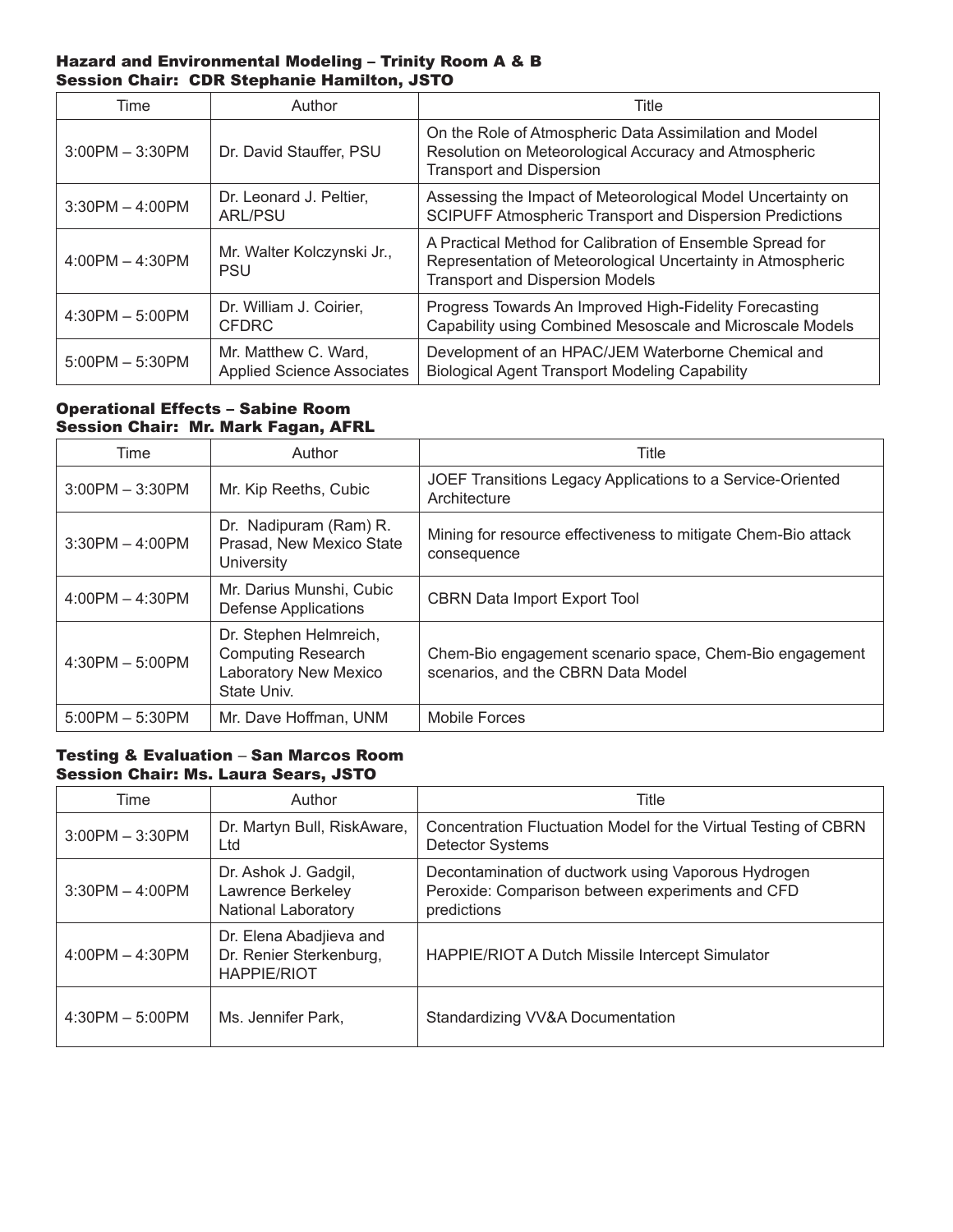**Hazard and Environmental Modeling – Trinity Room A & B**
**Session Chair: CDR Stephanie Hamilton, JSTO**

| Time | Author | Title |
|---|---|---|
| 3:00PM – 3:30PM | Dr. David Stauffer, PSU | On the Role of Atmospheric Data Assimilation and Model Resolution on Meteorological Accuracy and Atmospheric Transport and Dispersion |
| 3:30PM – 4:00PM | Dr. Leonard J. Peltier, ARL/PSU | Assessing the Impact of Meteorological Model Uncertainty on SCIPUFF Atmospheric Transport and Dispersion Predictions |
| 4:00PM – 4:30PM | Mr. Walter Kolczynski Jr., PSU | A Practical Method for Calibration of Ensemble Spread for Representation of Meteorological Uncertainty in Atmospheric Transport and Dispersion Models |
| 4:30PM – 5:00PM | Dr. William J. Coirier, CFDRC | Progress Towards An Improved High-Fidelity Forecasting Capability using Combined Mesoscale and Microscale Models |
| 5:00PM – 5:30PM | Mr. Matthew C. Ward, Applied Science Associates | Development of an HPAC/JEM Waterborne Chemical and Biological Agent Transport Modeling Capability |

**Operational Effects – Sabine Room**
**Session Chair: Mr. Mark Fagan, AFRL**

| Time | Author | Title |
|---|---|---|
| 3:00PM – 3:30PM | Mr. Kip Reeths, Cubic | JOEF Transitions Legacy Applications to a Service-Oriented Architecture |
| 3:30PM – 4:00PM | Dr. Nadipuram (Ram) R. Prasad, New Mexico State University | Mining for resource effectiveness to mitigate Chem-Bio attack consequence |
| 4:00PM – 4:30PM | Mr. Darius Munshi, Cubic Defense Applications | CBRN Data Import Export Tool |
| 4:30PM – 5:00PM | Dr. Stephen Helmreich, Computing Research Laboratory New Mexico State Univ. | Chem-Bio engagement scenario space, Chem-Bio engagement scenarios, and the CBRN Data Model |
| 5:00PM – 5:30PM | Mr. Dave Hoffman, UNM | Mobile Forces |

**Testing & Evaluation – San Marcos Room**
**Session Chair: Ms. Laura Sears, JSTO**

| Time | Author | Title |
|---|---|---|
| 3:00PM – 3:30PM | Dr. Martyn Bull, RiskAware, Ltd | Concentration Fluctuation Model for the Virtual Testing of CBRN Detector Systems |
| 3:30PM – 4:00PM | Dr. Ashok J. Gadgil, Lawrence Berkeley National Laboratory | Decontamination of ductwork using Vaporous Hydrogen Peroxide: Comparison between experiments and CFD predictions |
| 4:00PM – 4:30PM | Dr. Elena Abadjieva and Dr. Renier Sterkenburg, HAPPIE/RIOT | HAPPIE/RIOT A Dutch Missile Intercept Simulator |
| 4:30PM – 5:00PM | Ms. Jennifer Park, | Standardizing VV&A Documentation |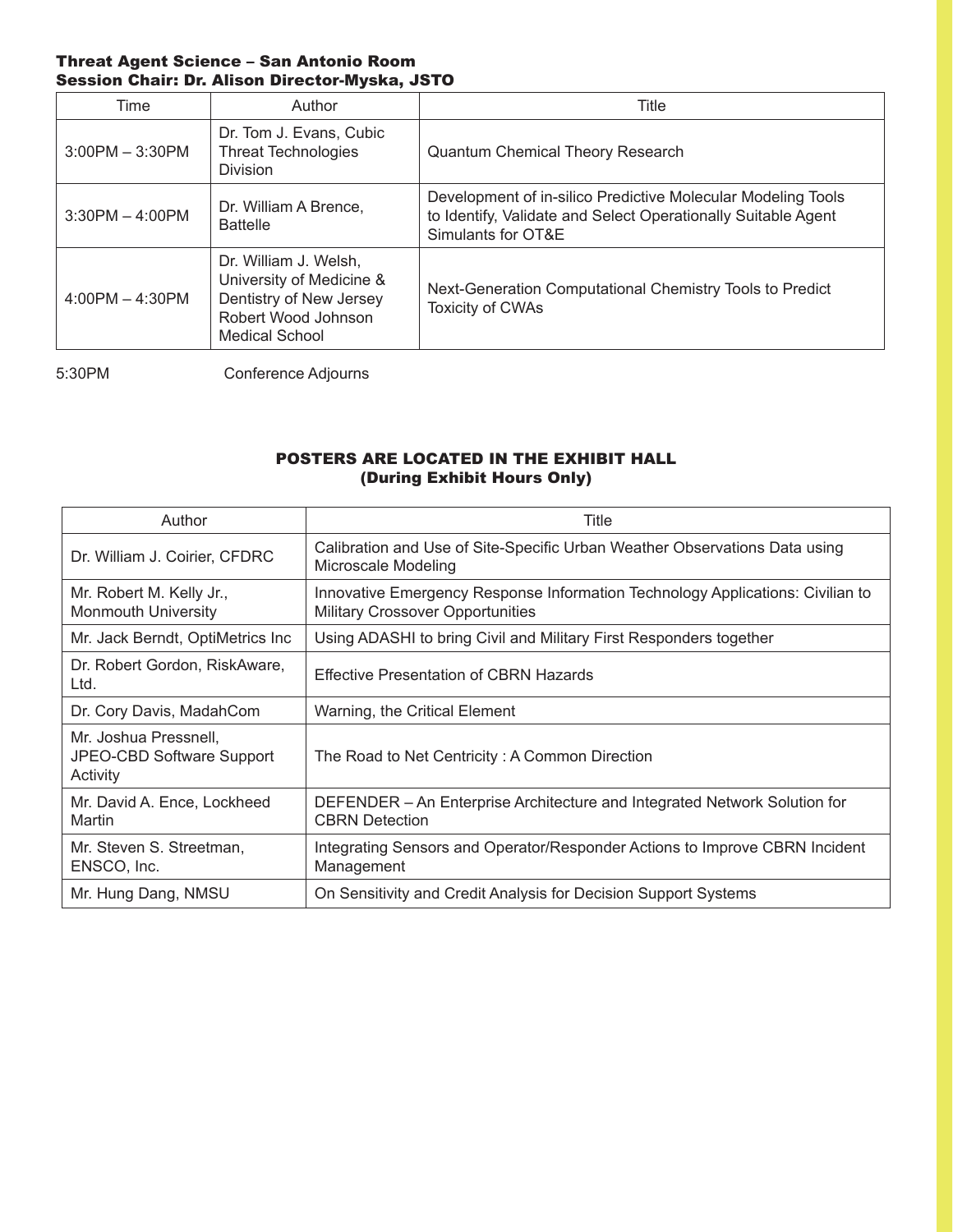### Threat Agent Science – San Antonio Room
### Session Chair: Dr. Alison Director-Myska, JSTO

| Time | Author | Title |
|---|---|---|
| 3:00PM – 3:30PM | Dr. Tom J. Evans, Cubic Threat Technologies Division | Quantum Chemical Theory Research |
| 3:30PM – 4:00PM | Dr. William A Brence, Battelle | Development of in-silico Predictive Molecular Modeling Tools to Identify, Validate and Select Operationally Suitable Agent Simulants for OT&E |
| 4:00PM – 4:30PM | Dr. William J. Welsh, University of Medicine & Dentistry of New Jersey Robert Wood Johnson Medical School | Next-Generation Computational Chemistry Tools to Predict Toxicity of CWAs |

5:30PM Conference Adjourns

## POSTERS ARE LOCATED IN THE EXHIBIT HALL
## (During Exhibit Hours Only)

| Author | Title |
|---|---|
| Dr. William J. Coirier, CFDRC | Calibration and Use of Site-Specific Urban Weather Observations Data using Microscale Modeling |
| Mr. Robert M. Kelly Jr., Monmouth University | Innovative Emergency Response Information Technology Applications: Civilian to Military Crossover Opportunities |
| Mr. Jack Berndt, OptiMetrics Inc | Using ADASHI to bring Civil and Military First Responders together |
| Dr. Robert Gordon, RiskAware, Ltd. | Effective Presentation of CBRN Hazards |
| Dr. Cory Davis, MadahCom | Warning, the Critical Element |
| Mr. Joshua Pressnell, JPEO-CBD Software Support Activity | The Road to Net Centricity : A Common Direction |
| Mr. David A. Ence, Lockheed Martin | DEFENDER – An Enterprise Architecture and Integrated Network Solution for CBRN Detection |
| Mr. Steven S. Streetman, ENSCO, Inc. | Integrating Sensors and Operator/Responder Actions to Improve CBRN Incident Management |
| Mr. Hung Dang, NMSU | On Sensitivity and Credit Analysis for Decision Support Systems |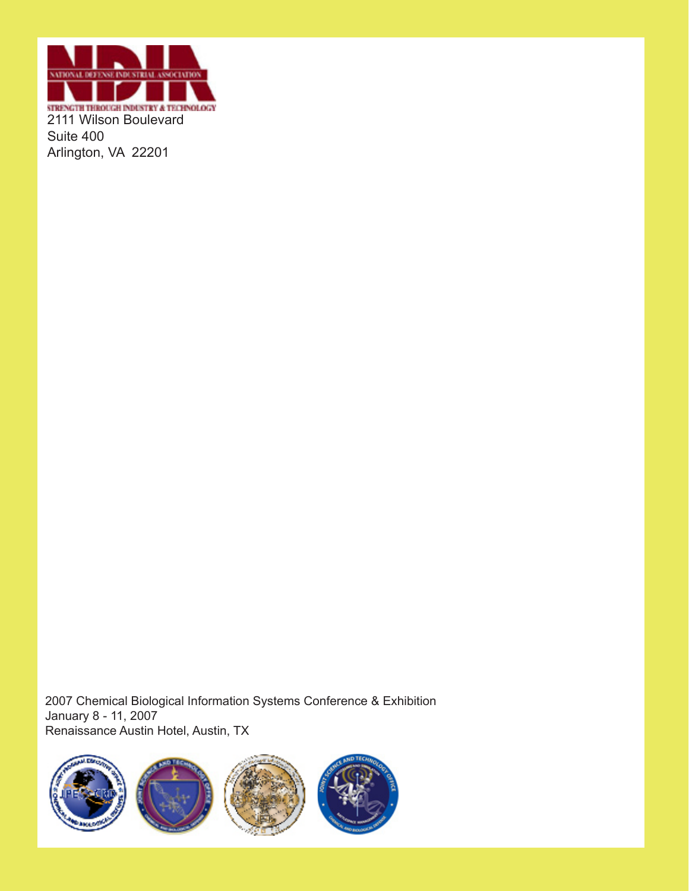NATIONAL DEFENSE INDUSTRIAL ASSOCIATION

STRENGTH THROUGH INDUSTRY & TECHNOLOGY

2111 Wilson Boulevard
Suite 400
Arlington, VA 22201

2007 Chemical Biological Information Systems Conference & Exhibition
January 8 - 11, 2007
Renaissance Austin Hotel, Austin, TX